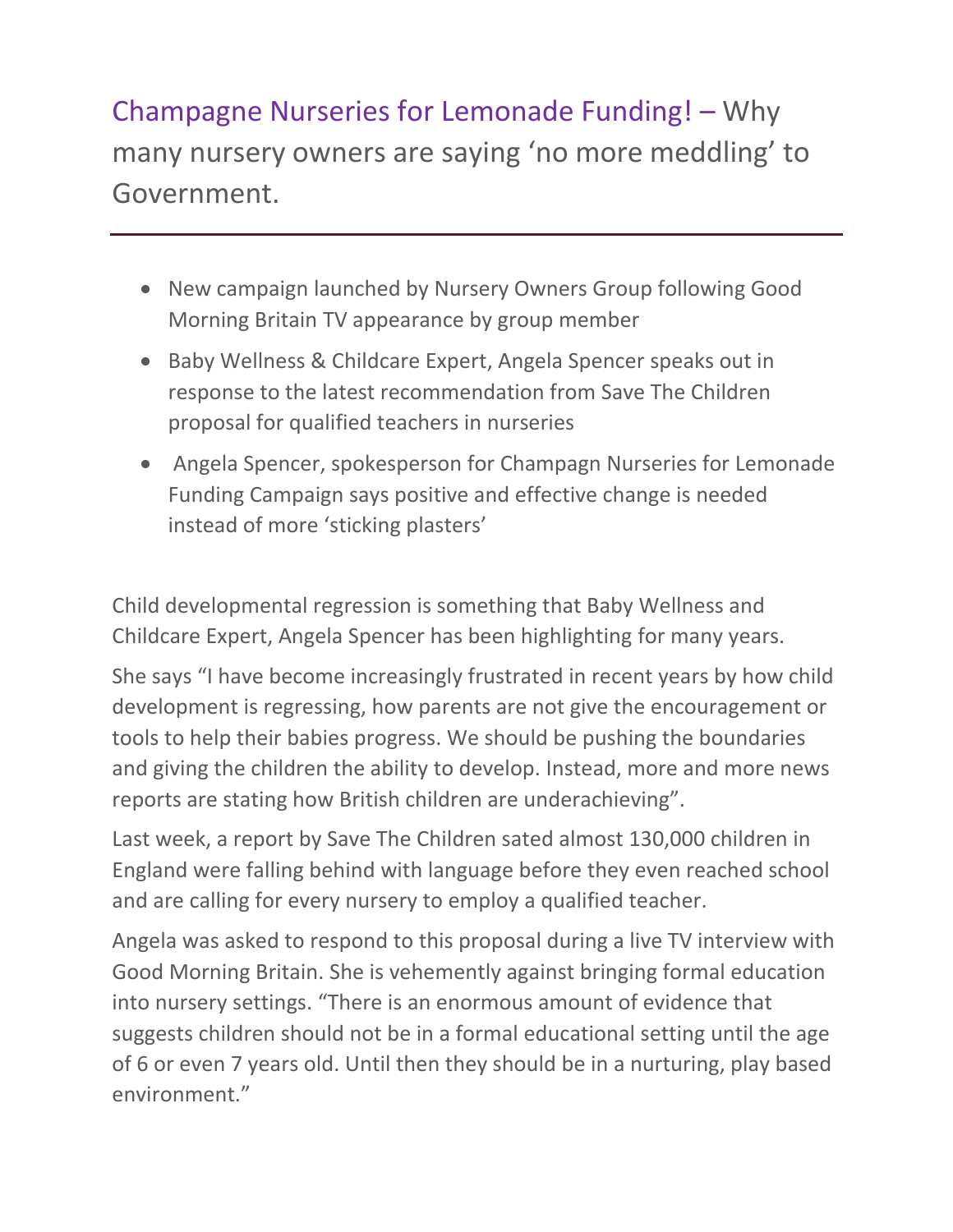# Champagne Nurseries for Lemonade Funding! – Why many nursery owners are saying 'no more meddling' to Government.

---

- New campaign launched by Nursery Owners Group following Good Morning Britain TV appearance by group member
- Baby Wellness & Childcare Expert, Angela Spencer speaks out in response to the latest recommendation from Save The Children proposal for qualified teachers in nurseries
- Angela Spencer, spokesperson for Champagn Nurseries for Lemonade Funding Campaign says positive and effective change is needed instead of more 'sticking plasters'

Child developmental regression is something that Baby Wellness and Childcare Expert, Angela Spencer has been highlighting for many years.

She says "I have become increasingly frustrated in recent years by how child development is regressing, how parents are not give the encouragement or tools to help their babies progress. We should be pushing the boundaries and giving the children the ability to develop. Instead, more and more news reports are stating how British children are underachieving".

Last week, a report by Save The Children sated almost 130,000 children in England were falling behind with language before they even reached school and are calling for every nursery to employ a qualified teacher.

Angela was asked to respond to this proposal during a live TV interview with Good Morning Britain. She is vehemently against bringing formal education into nursery settings. "There is an enormous amount of evidence that suggests children should not be in a formal educational setting until the age of 6 or even 7 years old. Until then they should be in a nurturing, play based environment."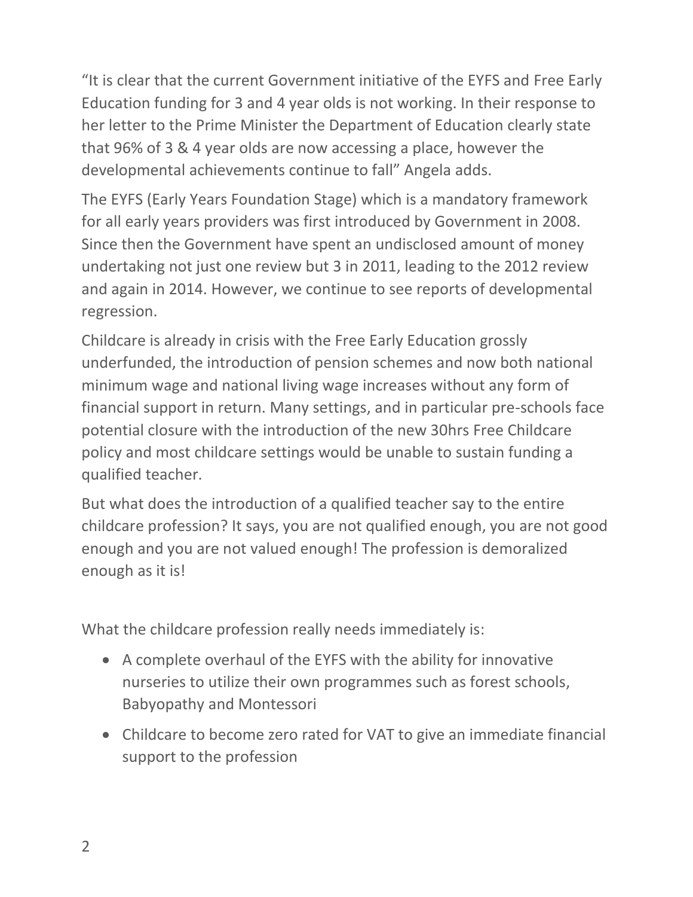"It is clear that the current Government initiative of the EYFS and Free Early Education funding for 3 and 4 year olds is not working. In their response to her letter to the Prime Minister the Department of Education clearly state that 96% of 3 & 4 year olds are now accessing a place, however the developmental achievements continue to fall" Angela adds.

The EYFS (Early Years Foundation Stage) which is a mandatory framework for all early years providers was first introduced by Government in 2008. Since then the Government have spent an undisclosed amount of money undertaking not just one review but 3 in 2011, leading to the 2012 review and again in 2014. However, we continue to see reports of developmental regression.

Childcare is already in crisis with the Free Early Education grossly underfunded, the introduction of pension schemes and now both national minimum wage and national living wage increases without any form of financial support in return. Many settings, and in particular pre-schools face potential closure with the introduction of the new 30hrs Free Childcare policy and most childcare settings would be unable to sustain funding a qualified teacher.

But what does the introduction of a qualified teacher say to the entire childcare profession? It says, you are not qualified enough, you are not good enough and you are not valued enough! The profession is demoralized enough as it is!

What the childcare profession really needs immediately is:

- A complete overhaul of the EYFS with the ability for innovative nurseries to utilize their own programmes such as forest schools, Babyopathy and Montessori
- Childcare to become zero rated for VAT to give an immediate financial support to the profession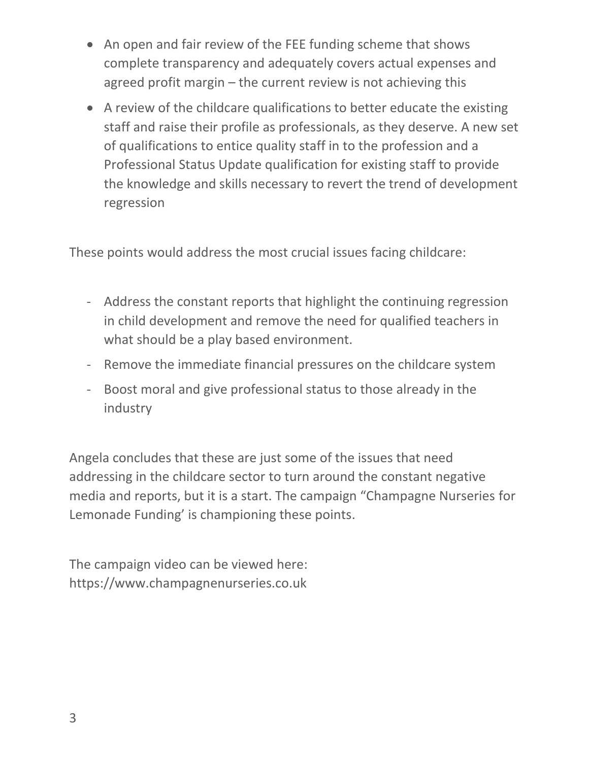- An open and fair review of the FEE funding scheme that shows complete transparency and adequately covers actual expenses and agreed profit margin – the current review is not achieving this
- A review of the childcare qualifications to better educate the existing staff and raise their profile as professionals, as they deserve. A new set of qualifications to entice quality staff in to the profession and a Professional Status Update qualification for existing staff to provide the knowledge and skills necessary to revert the trend of development regression

These points would address the most crucial issues facing childcare:

- Address the constant reports that highlight the continuing regression in child development and remove the need for qualified teachers in what should be a play based environment.
- Remove the immediate financial pressures on the childcare system
- Boost moral and give professional status to those already in the industry

Angela concludes that these are just some of the issues that need addressing in the childcare sector to turn around the constant negative media and reports, but it is a start. The campaign "Champagne Nurseries for Lemonade Funding' is championing these points.

The campaign video can be viewed here: https://www.champagnenurseries.co.uk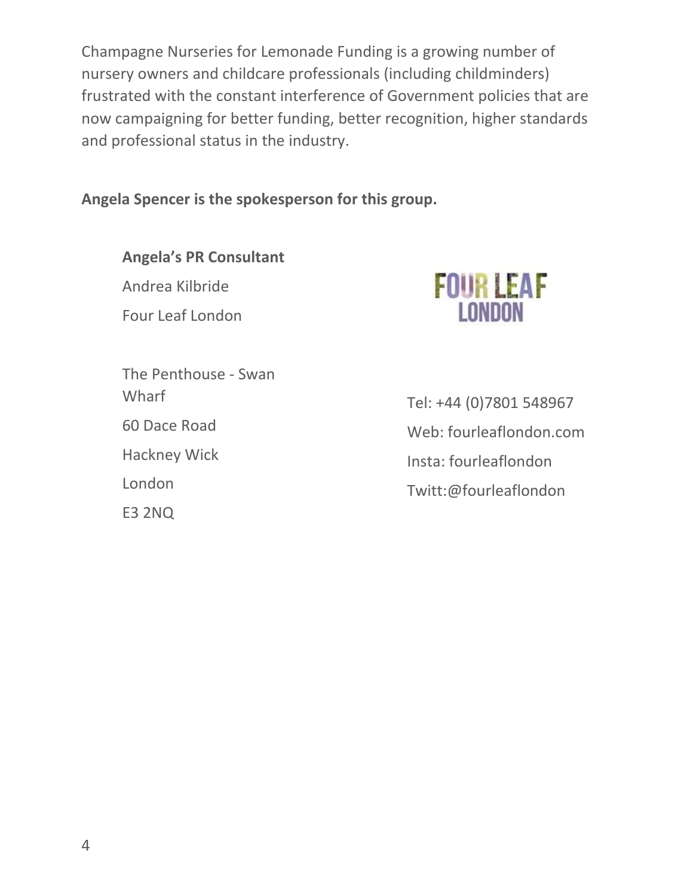Champagne Nurseries for Lemonade Funding is a growing number of nursery owners and childcare professionals (including childminders) frustrated with the constant interference of Government policies that are now campaigning for better funding, better recognition, higher standards and professional status in the industry.

**Angela Spencer is the spokesperson for this group.**

**Angela's PR Consultant**

Andrea Kilbride

Four Leaf London

FOUR LEAF LONDON

The Penthouse - Swan Wharf

60 Dace Road

Hackney Wick

London

E3 2NQ

Tel: +44 (0)7801 548967

Web: fourleaflondon.com

Insta: fourleaflondon

Twitt:@fourleaflondon